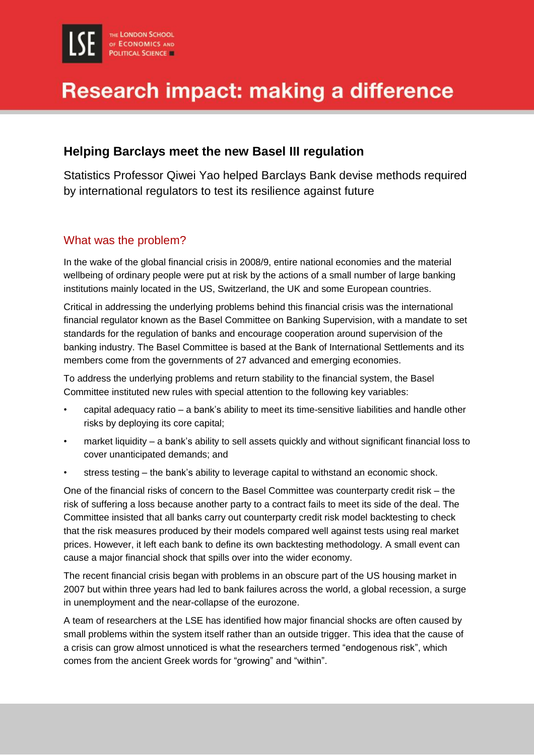# Research impact: making a difference

## Helping Barclays meet the new Basel III regulation

Statistics Professor Qiwei Yao helped Barclays Bank devise methods required by international regulators to test its resilience against future

### What was the problem?

In the wake of the global financial crisis in 2008/9, entire national economies and the material wellbeing of ordinary people were put at risk by the actions of a small number of large banking institutions mainly located in the US, Switzerland, the UK and some European countries.

Critical in addressing the underlying problems behind this financial crisis was the international financial regulator known as the Basel Committee on Banking Supervision, with a mandate to set standards for the regulation of banks and encourage cooperation around supervision of the banking industry. The Basel Committee is based at the Bank of International Settlements and its members come from the governments of 27 advanced and emerging economies.

To address the underlying problems and return stability to the financial system, the Basel Committee instituted new rules with special attention to the following key variables:

- capital adequacy ratio – a bank's ability to meet its time-sensitive liabilities and handle other risks by deploying its core capital;
- market liquidity – a bank's ability to sell assets quickly and without significant financial loss to cover unanticipated demands; and
- stress testing – the bank's ability to leverage capital to withstand an economic shock.

One of the financial risks of concern to the Basel Committee was counterparty credit risk – the risk of suffering a loss because another party to a contract fails to meet its side of the deal. The Committee insisted that all banks carry out counterparty credit risk model backtesting to check that the risk measures produced by their models compared well against tests using real market prices. However, it left each bank to define its own backtesting methodology. A small event can cause a major financial shock that spills over into the wider economy.

The recent financial crisis began with problems in an obscure part of the US housing market in 2007 but within three years had led to bank failures across the world, a global recession, a surge in unemployment and the near-collapse of the eurozone.

A team of researchers at the LSE has identified how major financial shocks are often caused by small problems within the system itself rather than an outside trigger. This idea that the cause of a crisis can grow almost unnoticed is what the researchers termed "endogenous risk", which comes from the ancient Greek words for "growing" and "within".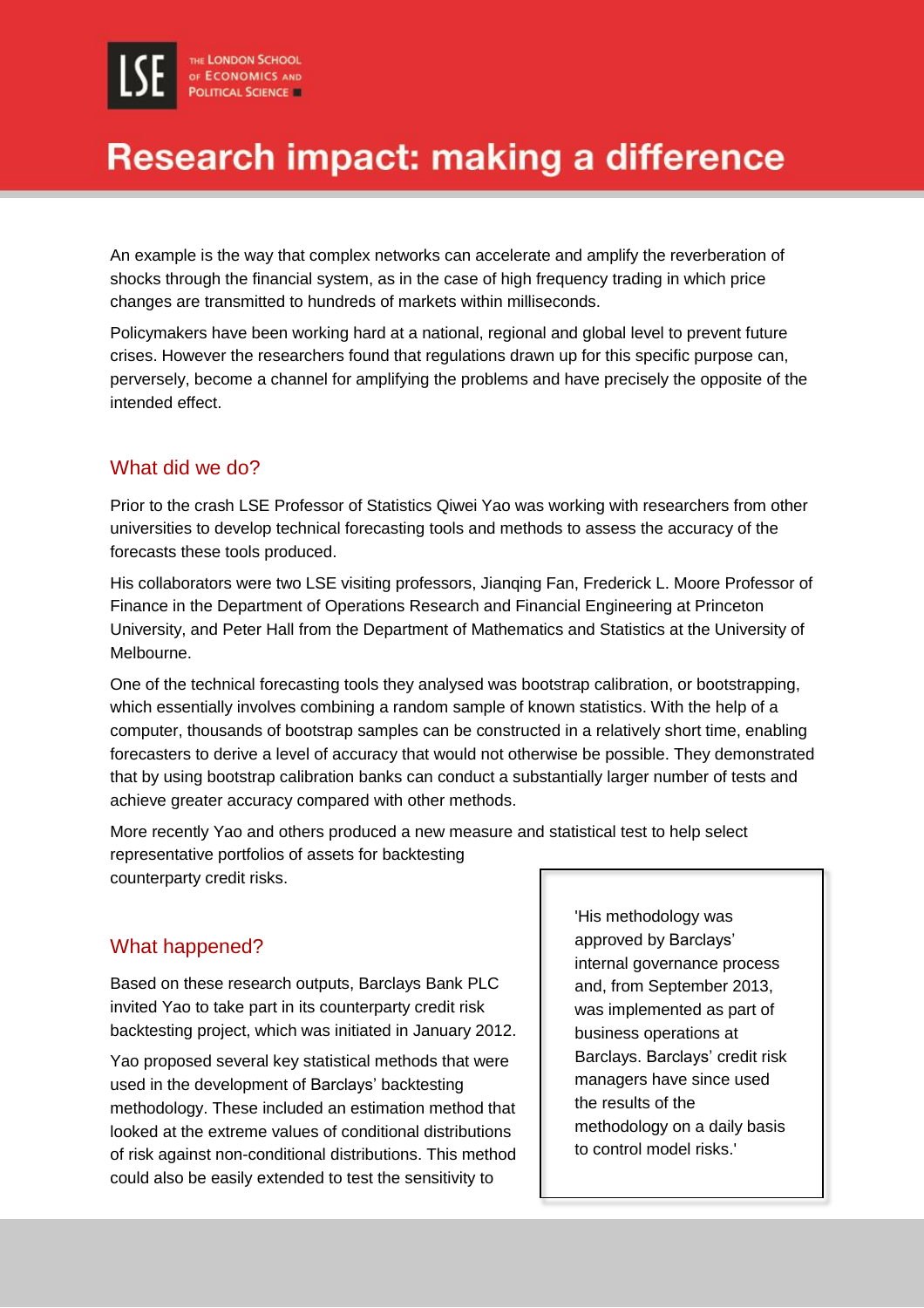An example is the way that complex networks can accelerate and amplify the reverberation of shocks through the financial system, as in the case of high frequency trading in which price changes are transmitted to hundreds of markets within milliseconds.

Policymakers have been working hard at a national, regional and global level to prevent future crises. However the researchers found that regulations drawn up for this specific purpose can, perversely, become a channel for amplifying the problems and have precisely the opposite of the intended effect.

## What did we do?

Prior to the crash LSE Professor of Statistics Qiwei Yao was working with researchers from other universities to develop technical forecasting tools and methods to assess the accuracy of the forecasts these tools produced.

His collaborators were two LSE visiting professors, Jianqing Fan, Frederick L. Moore Professor of Finance in the Department of Operations Research and Financial Engineering at Princeton University, and Peter Hall from the Department of Mathematics and Statistics at the University of Melbourne.

One of the technical forecasting tools they analysed was bootstrap calibration, or bootstrapping, which essentially involves combining a random sample of known statistics. With the help of a computer, thousands of bootstrap samples can be constructed in a relatively short time, enabling forecasters to derive a level of accuracy that would not otherwise be possible. They demonstrated that by using bootstrap calibration banks can conduct a substantially larger number of tests and achieve greater accuracy compared with other methods.

More recently Yao and others produced a new measure and statistical test to help select representative portfolios of assets for backtesting counterparty credit risks.

## What happened?

Based on these research outputs, Barclays Bank PLC invited Yao to take part in its counterparty credit risk backtesting project, which was initiated in January 2012.

Yao proposed several key statistical methods that were used in the development of Barclays' backtesting methodology. These included an estimation method that looked at the extreme values of conditional distributions of risk against non-conditional distributions. This method could also be easily extended to test the sensitivity to

> 'His methodology was approved by Barclays' internal governance process and, from September 2013, was implemented as part of business operations at Barclays. Barclays' credit risk managers have since used the results of the methodology on a daily basis to control model risks.'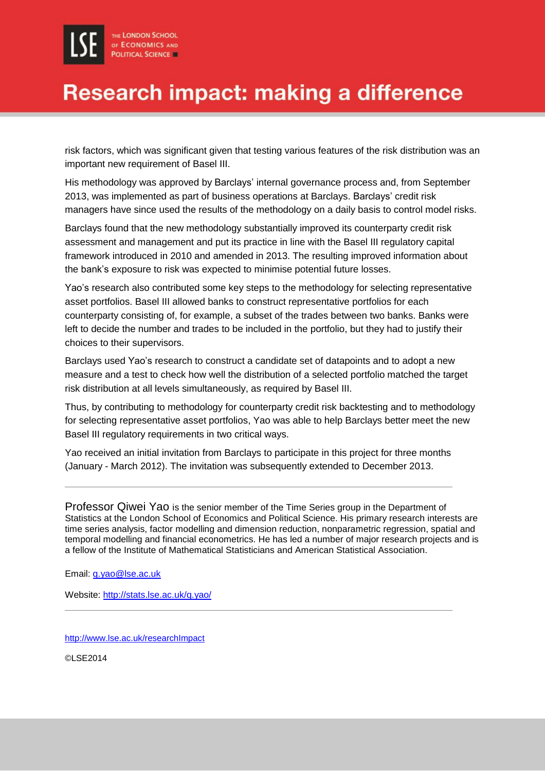risk factors, which was significant given that testing various features of the risk distribution was an important new requirement of Basel III.

His methodology was approved by Barclays' internal governance process and, from September 2013, was implemented as part of business operations at Barclays. Barclays' credit risk managers have since used the results of the methodology on a daily basis to control model risks.

Barclays found that the new methodology substantially improved its counterparty credit risk assessment and management and put its practice in line with the Basel III regulatory capital framework introduced in 2010 and amended in 2013. The resulting improved information about the bank's exposure to risk was expected to minimise potential future losses.

Yao's research also contributed some key steps to the methodology for selecting representative asset portfolios. Basel III allowed banks to construct representative portfolios for each counterparty consisting of, for example, a subset of the trades between two banks. Banks were left to decide the number and trades to be included in the portfolio, but they had to justify their choices to their supervisors.

Barclays used Yao's research to construct a candidate set of datapoints and to adopt a new measure and a test to check how well the distribution of a selected portfolio matched the target risk distribution at all levels simultaneously, as required by Basel III.

Thus, by contributing to methodology for counterparty credit risk backtesting and to methodology for selecting representative asset portfolios, Yao was able to help Barclays better meet the new Basel III regulatory requirements in two critical ways.

Yao received an initial invitation from Barclays to participate in this project for three months (January - March 2012). The invitation was subsequently extended to December 2013.

---

Professor Qiwei Yao is the senior member of the Time Series group in the Department of Statistics at the London School of Economics and Political Science. His primary research interests are time series analysis, factor modelling and dimension reduction, nonparametric regression, spatial and temporal modelling and financial econometrics. He has led a number of major research projects and is a fellow of the Institute of Mathematical Statisticians and American Statistical Association.

Email: q.yao@lse.ac.uk

Website: http://stats.lse.ac.uk/q.yao/

---

http://www.lse.ac.uk/researchImpact

©LSE2014